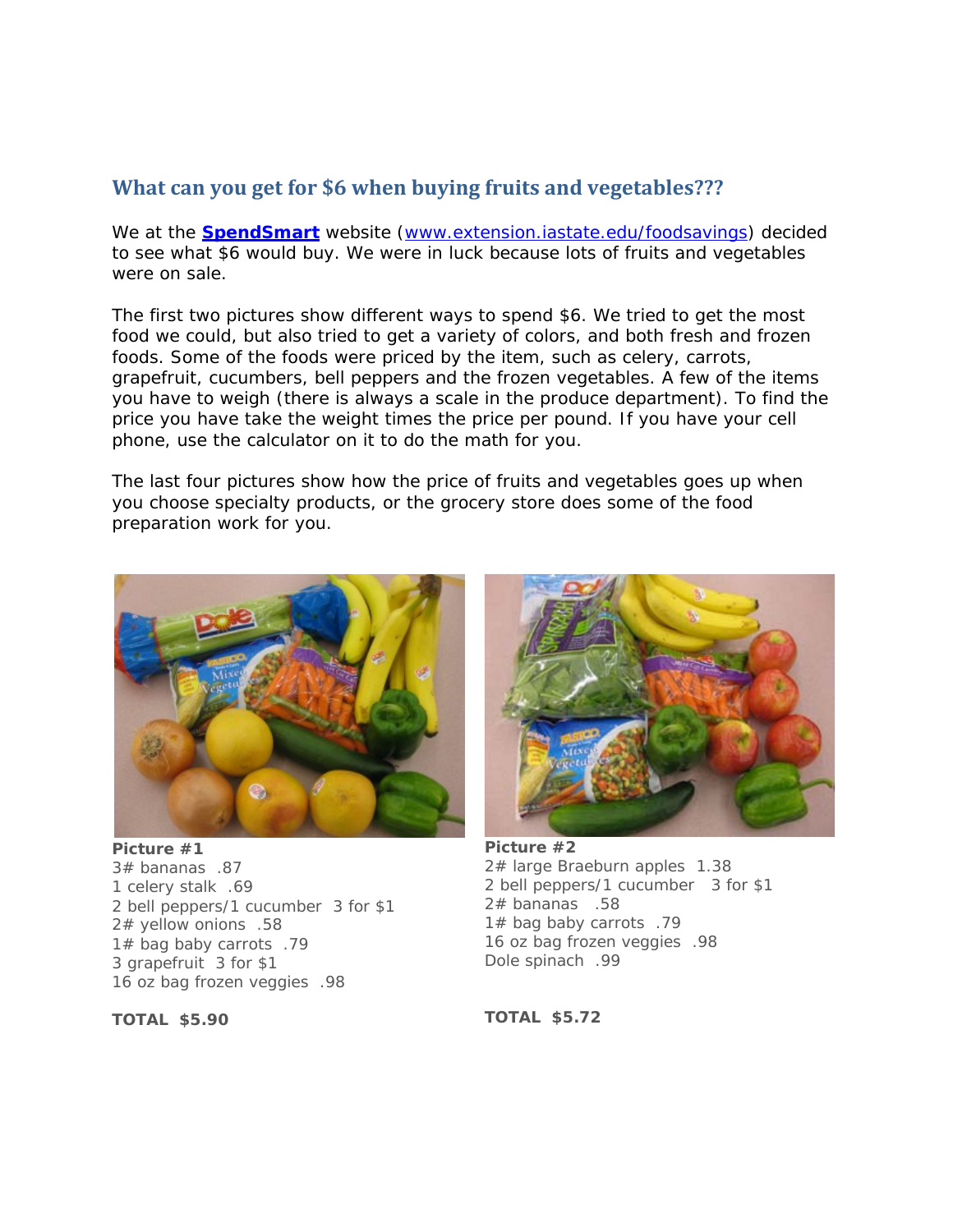## What can you get for $6 when buying fruits and vegetables???

We at the **SpendSmart** website (www.extension.iastate.edu/foodsavings) decided to see what $6 would buy. We were in luck because lots of fruits and vegetables were on sale.

The first two pictures show different ways to spend $6. We tried to get the most food we could, but also tried to get a variety of colors, and both fresh and frozen foods. Some of the foods were priced by the item, such as celery, carrots, grapefruit, cucumbers, bell peppers and the frozen vegetables. A few of the items you have to weigh (there is always a scale in the produce department). To find the price you have take the weight times the price per pound. If you have your cell phone, use the calculator on it to do the math for you.

The last four pictures show how the price of fruits and vegetables goes up when you choose specialty products, or the grocery store does some of the food preparation work for you.

**Picture #1**
3# bananas .87
1 celery stalk .69
2 bell peppers/1 cucumber 3 for $1
2# yellow onions .58
1# bag baby carrots .79
3 grapefruit 3 for $1
16 oz bag frozen veggies .98

**TOTAL $5.90**

**Picture #2**
2# large Braeburn apples 1.38
2 bell peppers/1 cucumber 3 for $1
2# bananas .58
1# bag baby carrots .79
16 oz bag frozen veggies .98
Dole spinach .99

**TOTAL $5.72**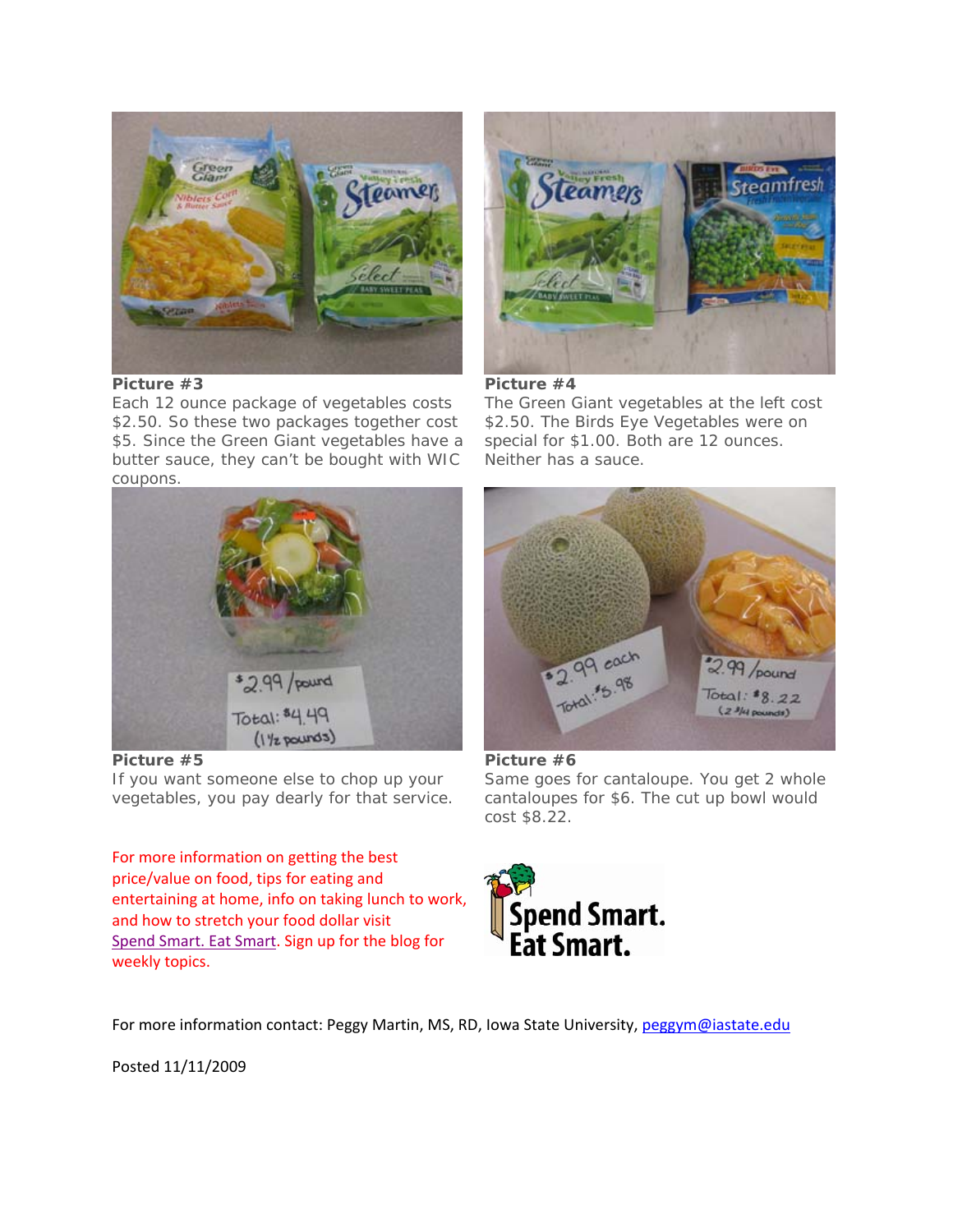**Picture #3**

Each 12 ounce package of vegetables costs $2.50. So these two packages together cost $5. Since the Green Giant vegetables have a butter sauce, they can't be bought with WIC coupons.

**Picture #4**

The Green Giant vegetables at the left cost $2.50. The Birds Eye Vegetables were on special for $1.00. Both are 12 ounces. Neither has a sauce.

**Picture #5**

If you want someone else to chop up your vegetables, you pay dearly for that service.

**Picture #6**

Same goes for cantaloupe. You get 2 whole cantaloupes for $6. The cut up bowl would cost $8.22.

For more information on getting the best price/value on food, tips for eating and entertaining at home, info on taking lunch to work, and how to stretch your food dollar visit [Spend Smart. Eat Smart](). Sign up for the blog for weekly topics.

Spend Smart. Eat Smart.

For more information contact: Peggy Martin, MS, RD, Iowa State University, peggym@iastate.edu

Posted 11/11/2009